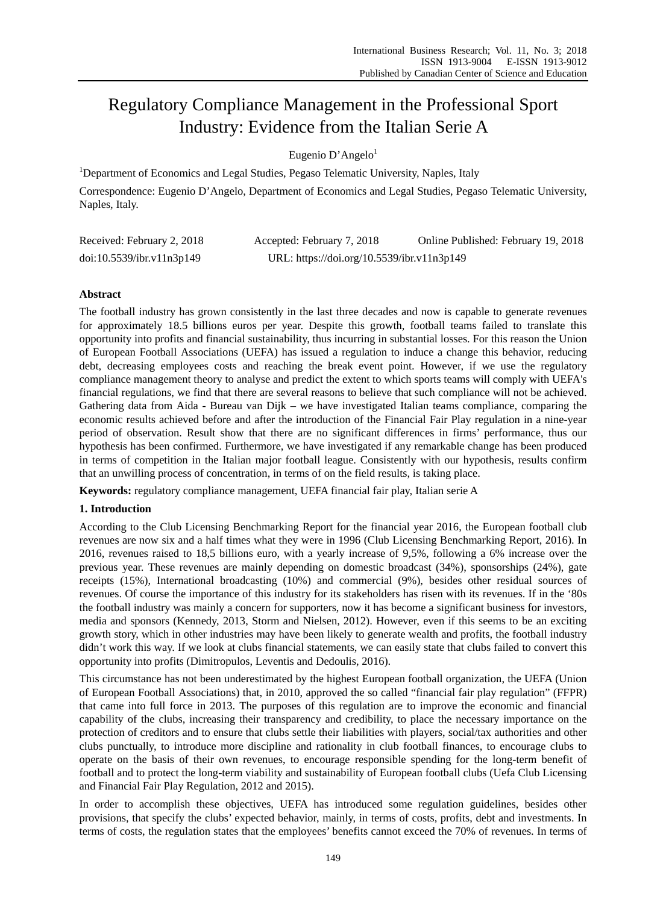# Regulatory Compliance Management in the Professional Sport Industry: Evidence from the Italian Serie A

Eugenio D'Angelo[1]

[1]Department of Economics and Legal Studies, Pegaso Telematic University, Naples, Italy

Correspondence: Eugenio D'Angelo, Department of Economics and Legal Studies, Pegaso Telematic University, Naples, Italy.

Received: February 2, 2018 Accepted: February 7, 2018 Online Published: February 19, 2018

doi:10.5539/ibr.v11n3p149 URL: https://doi.org/10.5539/ibr.v11n3p149

**Abstract**

The football industry has grown consistently in the last three decades and now is capable to generate revenues for approximately 18.5 billions euros per year. Despite this growth, football teams failed to translate this opportunity into profits and financial sustainability, thus incurring in substantial losses. For this reason the Union of European Football Associations (UEFA) has issued a regulation to induce a change this behavior, reducing debt, decreasing employees costs and reaching the break event point. However, if we use the regulatory compliance management theory to analyse and predict the extent to which sports teams will comply with UEFA's financial regulations, we find that there are several reasons to believe that such compliance will not be achieved. Gathering data from Aida - Bureau van Dijk – we have investigated Italian teams compliance, comparing the economic results achieved before and after the introduction of the Financial Fair Play regulation in a nine-year period of observation. Result show that there are no significant differences in firms' performance, thus our hypothesis has been confirmed. Furthermore, we have investigated if any remarkable change has been produced in terms of competition in the Italian major football league. Consistently with our hypothesis, results confirm that an unwilling process of concentration, in terms of on the field results, is taking place.

**Keywords:** regulatory compliance management, UEFA financial fair play, Italian serie A

## 1. Introduction

According to the Club Licensing Benchmarking Report for the financial year 2016, the European football club revenues are now six and a half times what they were in 1996 (Club Licensing Benchmarking Report, 2016). In 2016, revenues raised to 18,5 billions euro, with a yearly increase of 9,5%, following a 6% increase over the previous year. These revenues are mainly depending on domestic broadcast (34%), sponsorships (24%), gate receipts (15%), International broadcasting (10%) and commercial (9%), besides other residual sources of revenues. Of course the importance of this industry for its stakeholders has risen with its revenues. If in the '80s the football industry was mainly a concern for supporters, now it has become a significant business for investors, media and sponsors (Kennedy, 2013, Storm and Nielsen, 2012). However, even if this seems to be an exciting growth story, which in other industries may have been likely to generate wealth and profits, the football industry didn't work this way. If we look at clubs financial statements, we can easily state that clubs failed to convert this opportunity into profits (Dimitropulos, Leventis and Dedoulis, 2016).

This circumstance has not been underestimated by the highest European football organization, the UEFA (Union of European Football Associations) that, in 2010, approved the so called "financial fair play regulation" (FFPR) that came into full force in 2013. The purposes of this regulation are to improve the economic and financial capability of the clubs, increasing their transparency and credibility, to place the necessary importance on the protection of creditors and to ensure that clubs settle their liabilities with players, social/tax authorities and other clubs punctually, to introduce more discipline and rationality in club football finances, to encourage clubs to operate on the basis of their own revenues, to encourage responsible spending for the long-term benefit of football and to protect the long-term viability and sustainability of European football clubs (Uefa Club Licensing and Financial Fair Play Regulation, 2012 and 2015).

In order to accomplish these objectives, UEFA has introduced some regulation guidelines, besides other provisions, that specify the clubs' expected behavior, mainly, in terms of costs, profits, debt and investments. In terms of costs, the regulation states that the employees' benefits cannot exceed the 70% of revenues. In terms of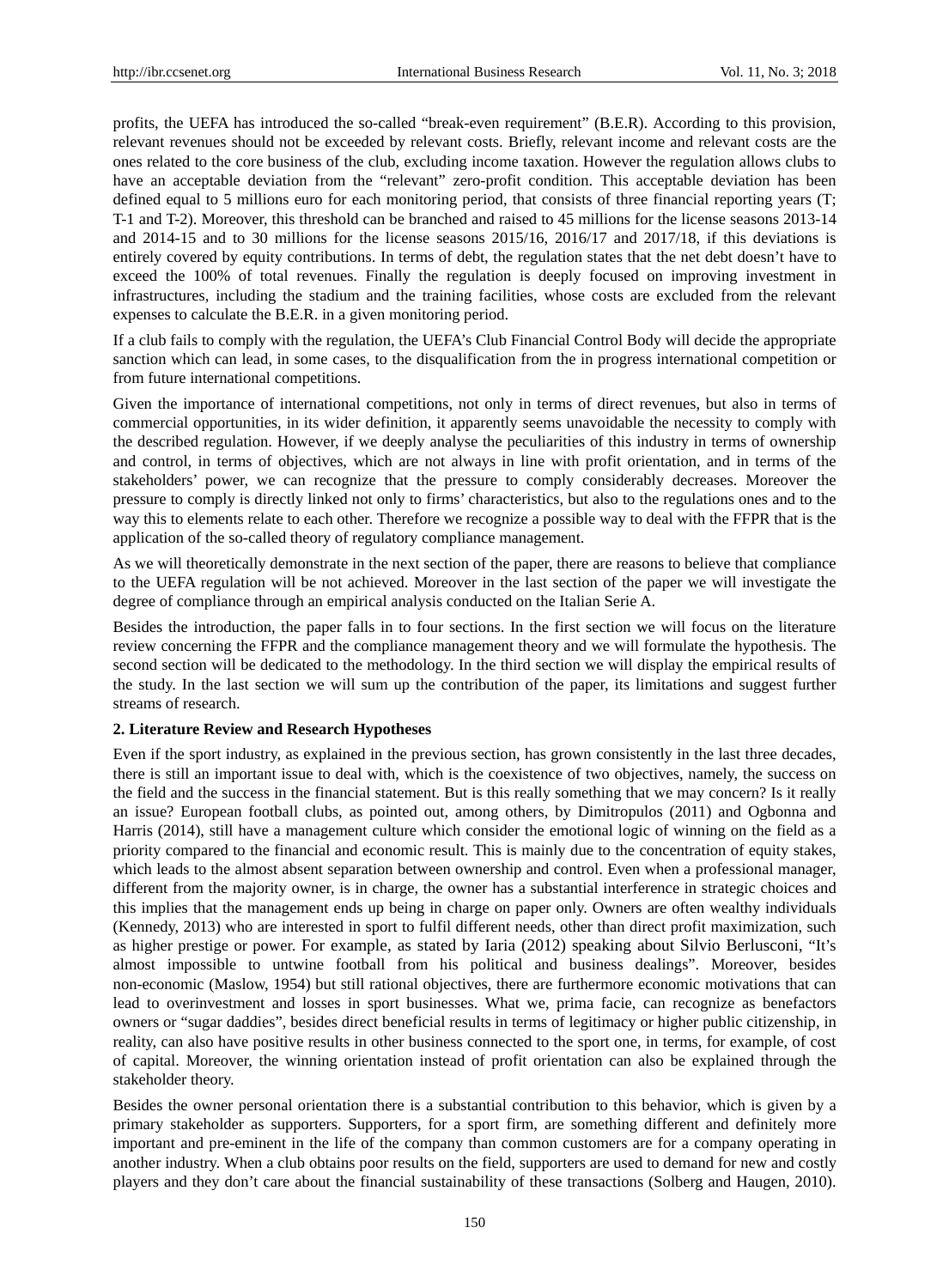profits, the UEFA has introduced the so-called "break-even requirement" (B.E.R). According to this provision, relevant revenues should not be exceeded by relevant costs. Briefly, relevant income and relevant costs are the ones related to the core business of the club, excluding income taxation. However the regulation allows clubs to have an acceptable deviation from the "relevant" zero-profit condition. This acceptable deviation has been defined equal to 5 millions euro for each monitoring period, that consists of three financial reporting years (T; T-1 and T-2). Moreover, this threshold can be branched and raised to 45 millions for the license seasons 2013-14 and 2014-15 and to 30 millions for the license seasons 2015/16, 2016/17 and 2017/18, if this deviations is entirely covered by equity contributions. In terms of debt, the regulation states that the net debt doesn't have to exceed the 100% of total revenues. Finally the regulation is deeply focused on improving investment in infrastructures, including the stadium and the training facilities, whose costs are excluded from the relevant expenses to calculate the B.E.R. in a given monitoring period.

If a club fails to comply with the regulation, the UEFA's Club Financial Control Body will decide the appropriate sanction which can lead, in some cases, to the disqualification from the in progress international competition or from future international competitions.

Given the importance of international competitions, not only in terms of direct revenues, but also in terms of commercial opportunities, in its wider definition, it apparently seems unavoidable the necessity to comply with the described regulation. However, if we deeply analyse the peculiarities of this industry in terms of ownership and control, in terms of objectives, which are not always in line with profit orientation, and in terms of the stakeholders' power, we can recognize that the pressure to comply considerably decreases. Moreover the pressure to comply is directly linked not only to firms' characteristics, but also to the regulations ones and to the way this to elements relate to each other. Therefore we recognize a possible way to deal with the FFPR that is the application of the so-called theory of regulatory compliance management.

As we will theoretically demonstrate in the next section of the paper, there are reasons to believe that compliance to the UEFA regulation will be not achieved. Moreover in the last section of the paper we will investigate the degree of compliance through an empirical analysis conducted on the Italian Serie A.

Besides the introduction, the paper falls in to four sections. In the first section we will focus on the literature review concerning the FFPR and the compliance management theory and we will formulate the hypothesis. The second section will be dedicated to the methodology. In the third section we will display the empirical results of the study. In the last section we will sum up the contribution of the paper, its limitations and suggest further streams of research.

## 2. Literature Review and Research Hypotheses

Even if the sport industry, as explained in the previous section, has grown consistently in the last three decades, there is still an important issue to deal with, which is the coexistence of two objectives, namely, the success on the field and the success in the financial statement. But is this really something that we may concern? Is it really an issue? European football clubs, as pointed out, among others, by Dimitropulos (2011) and Ogbonna and Harris (2014), still have a management culture which consider the emotional logic of winning on the field as a priority compared to the financial and economic result. This is mainly due to the concentration of equity stakes, which leads to the almost absent separation between ownership and control. Even when a professional manager, different from the majority owner, is in charge, the owner has a substantial interference in strategic choices and this implies that the management ends up being in charge on paper only. Owners are often wealthy individuals (Kennedy, 2013) who are interested in sport to fulfil different needs, other than direct profit maximization, such as higher prestige or power. For example, as stated by Iaria (2012) speaking about Silvio Berlusconi, "It's almost impossible to untwine football from his political and business dealings". Moreover, besides non-economic (Maslow, 1954) but still rational objectives, there are furthermore economic motivations that can lead to overinvestment and losses in sport businesses. What we, prima facie, can recognize as benefactors owners or "sugar daddies", besides direct beneficial results in terms of legitimacy or higher public citizenship, in reality, can also have positive results in other business connected to the sport one, in terms, for example, of cost of capital. Moreover, the winning orientation instead of profit orientation can also be explained through the stakeholder theory.

Besides the owner personal orientation there is a substantial contribution to this behavior, which is given by a primary stakeholder as supporters. Supporters, for a sport firm, are something different and definitely more important and pre-eminent in the life of the company than common customers are for a company operating in another industry. When a club obtains poor results on the field, supporters are used to demand for new and costly players and they don't care about the financial sustainability of these transactions (Solberg and Haugen, 2010).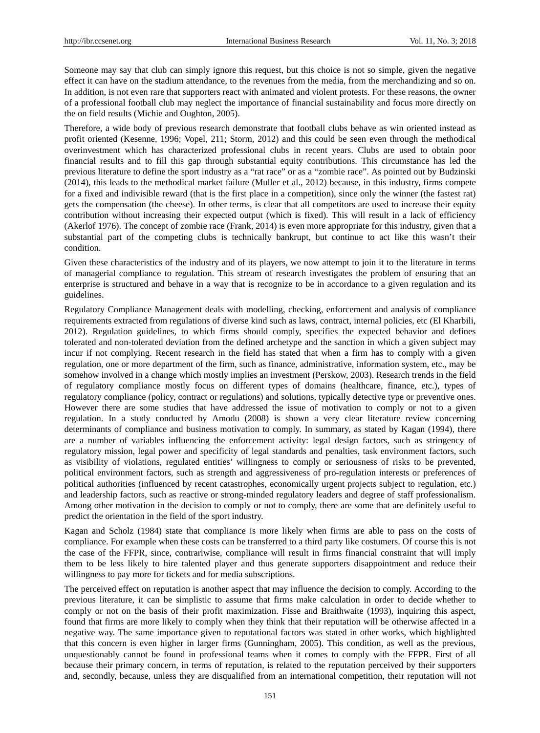Someone may say that club can simply ignore this request, but this choice is not so simple, given the negative effect it can have on the stadium attendance, to the revenues from the media, from the merchandizing and so on. In addition, is not even rare that supporters react with animated and violent protests. For these reasons, the owner of a professional football club may neglect the importance of financial sustainability and focus more directly on the on field results (Michie and Oughton, 2005).

Therefore, a wide body of previous research demonstrate that football clubs behave as win oriented instead as profit oriented (Kesenne, 1996; Vopel, 211; Storm, 2012) and this could be seen even through the methodical overinvestment which has characterized professional clubs in recent years. Clubs are used to obtain poor financial results and to fill this gap through substantial equity contributions. This circumstance has led the previous literature to define the sport industry as a "rat race" or as a "zombie race". As pointed out by Budzinski (2014), this leads to the methodical market failure (Muller et al., 2012) because, in this industry, firms compete for a fixed and indivisible reward (that is the first place in a competition), since only the winner (the fastest rat) gets the compensation (the cheese). In other terms, is clear that all competitors are used to increase their equity contribution without increasing their expected output (which is fixed). This will result in a lack of efficiency (Akerlof 1976). The concept of zombie race (Frank, 2014) is even more appropriate for this industry, given that a substantial part of the competing clubs is technically bankrupt, but continue to act like this wasn't their condition.

Given these characteristics of the industry and of its players, we now attempt to join it to the literature in terms of managerial compliance to regulation. This stream of research investigates the problem of ensuring that an enterprise is structured and behave in a way that is recognize to be in accordance to a given regulation and its guidelines.

Regulatory Compliance Management deals with modelling, checking, enforcement and analysis of compliance requirements extracted from regulations of diverse kind such as laws, contract, internal policies, etc (El Kharbili, 2012). Regulation guidelines, to which firms should comply, specifies the expected behavior and defines tolerated and non-tolerated deviation from the defined archetype and the sanction in which a given subject may incur if not complying. Recent research in the field has stated that when a firm has to comply with a given regulation, one or more department of the firm, such as finance, administrative, information system, etc., may be somehow involved in a change which mostly implies an investment (Perskow, 2003). Research trends in the field of regulatory compliance mostly focus on different types of domains (healthcare, finance, etc.), types of regulatory compliance (policy, contract or regulations) and solutions, typically detective type or preventive ones. However there are some studies that have addressed the issue of motivation to comply or not to a given regulation. In a study conducted by Amodu (2008) is shown a very clear literature review concerning determinants of compliance and business motivation to comply. In summary, as stated by Kagan (1994), there are a number of variables influencing the enforcement activity: legal design factors, such as stringency of regulatory mission, legal power and specificity of legal standards and penalties, task environment factors, such as visibility of violations, regulated entities' willingness to comply or seriousness of risks to be prevented, political environment factors, such as strength and aggressiveness of pro-regulation interests or preferences of political authorities (influenced by recent catastrophes, economically urgent projects subject to regulation, etc.) and leadership factors, such as reactive or strong-minded regulatory leaders and degree of staff professionalism. Among other motivation in the decision to comply or not to comply, there are some that are definitely useful to predict the orientation in the field of the sport industry.

Kagan and Scholz (1984) state that compliance is more likely when firms are able to pass on the costs of compliance. For example when these costs can be transferred to a third party like costumers. Of course this is not the case of the FFPR, since, contrariwise, compliance will result in firms financial constraint that will imply them to be less likely to hire talented player and thus generate supporters disappointment and reduce their willingness to pay more for tickets and for media subscriptions.

The perceived effect on reputation is another aspect that may influence the decision to comply. According to the previous literature, it can be simplistic to assume that firms make calculation in order to decide whether to comply or not on the basis of their profit maximization. Fisse and Braithwaite (1993), inquiring this aspect, found that firms are more likely to comply when they think that their reputation will be otherwise affected in a negative way. The same importance given to reputational factors was stated in other works, which highlighted that this concern is even higher in larger firms (Gunningham, 2005). This condition, as well as the previous, unquestionably cannot be found in professional teams when it comes to comply with the FFPR. First of all because their primary concern, in terms of reputation, is related to the reputation perceived by their supporters and, secondly, because, unless they are disqualified from an international competition, their reputation will not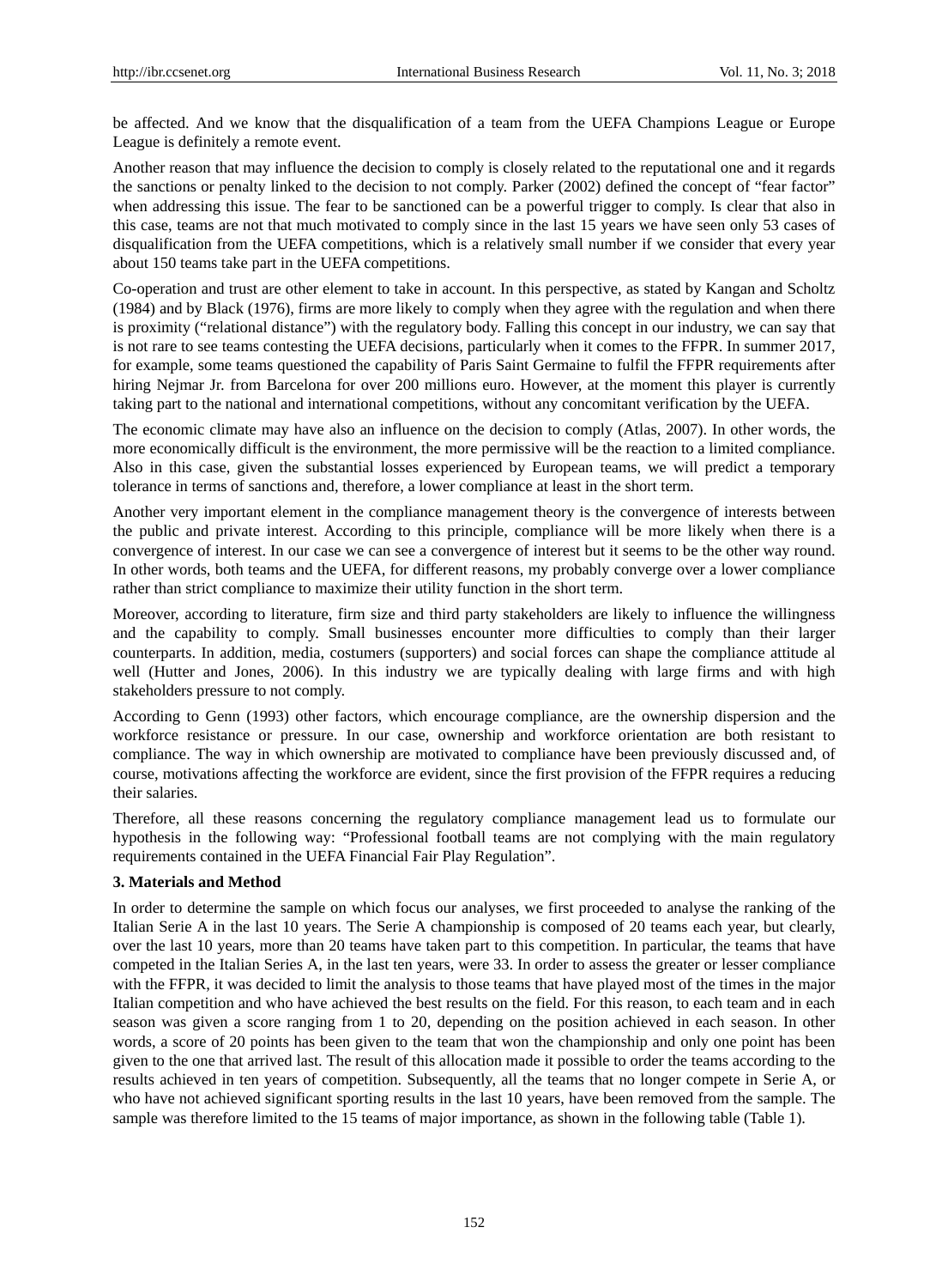be affected. And we know that the disqualification of a team from the UEFA Champions League or Europe League is definitely a remote event.

Another reason that may influence the decision to comply is closely related to the reputational one and it regards the sanctions or penalty linked to the decision to not comply. Parker (2002) defined the concept of "fear factor" when addressing this issue. The fear to be sanctioned can be a powerful trigger to comply. Is clear that also in this case, teams are not that much motivated to comply since in the last 15 years we have seen only 53 cases of disqualification from the UEFA competitions, which is a relatively small number if we consider that every year about 150 teams take part in the UEFA competitions.

Co-operation and trust are other element to take in account. In this perspective, as stated by Kangan and Scholtz (1984) and by Black (1976), firms are more likely to comply when they agree with the regulation and when there is proximity ("relational distance") with the regulatory body. Falling this concept in our industry, we can say that is not rare to see teams contesting the UEFA decisions, particularly when it comes to the FFPR. In summer 2017, for example, some teams questioned the capability of Paris Saint Germaine to fulfil the FFPR requirements after hiring Nejmar Jr. from Barcelona for over 200 millions euro. However, at the moment this player is currently taking part to the national and international competitions, without any concomitant verification by the UEFA.

The economic climate may have also an influence on the decision to comply (Atlas, 2007). In other words, the more economically difficult is the environment, the more permissive will be the reaction to a limited compliance. Also in this case, given the substantial losses experienced by European teams, we will predict a temporary tolerance in terms of sanctions and, therefore, a lower compliance at least in the short term.

Another very important element in the compliance management theory is the convergence of interests between the public and private interest. According to this principle, compliance will be more likely when there is a convergence of interest. In our case we can see a convergence of interest but it seems to be the other way round. In other words, both teams and the UEFA, for different reasons, my probably converge over a lower compliance rather than strict compliance to maximize their utility function in the short term.

Moreover, according to literature, firm size and third party stakeholders are likely to influence the willingness and the capability to comply. Small businesses encounter more difficulties to comply than their larger counterparts. In addition, media, costumers (supporters) and social forces can shape the compliance attitude al well (Hutter and Jones, 2006). In this industry we are typically dealing with large firms and with high stakeholders pressure to not comply.

According to Genn (1993) other factors, which encourage compliance, are the ownership dispersion and the workforce resistance or pressure. In our case, ownership and workforce orientation are both resistant to compliance. The way in which ownership are motivated to compliance have been previously discussed and, of course, motivations affecting the workforce are evident, since the first provision of the FFPR requires a reducing their salaries.

Therefore, all these reasons concerning the regulatory compliance management lead us to formulate our hypothesis in the following way: "Professional football teams are not complying with the main regulatory requirements contained in the UEFA Financial Fair Play Regulation".

## 3. Materials and Method

In order to determine the sample on which focus our analyses, we first proceeded to analyse the ranking of the Italian Serie A in the last 10 years. The Serie A championship is composed of 20 teams each year, but clearly, over the last 10 years, more than 20 teams have taken part to this competition. In particular, the teams that have competed in the Italian Series A, in the last ten years, were 33. In order to assess the greater or lesser compliance with the FFPR, it was decided to limit the analysis to those teams that have played most of the times in the major Italian competition and who have achieved the best results on the field. For this reason, to each team and in each season was given a score ranging from 1 to 20, depending on the position achieved in each season. In other words, a score of 20 points has been given to the team that won the championship and only one point has been given to the one that arrived last. The result of this allocation made it possible to order the teams according to the results achieved in ten years of competition. Subsequently, all the teams that no longer compete in Serie A, or who have not achieved significant sporting results in the last 10 years, have been removed from the sample. The sample was therefore limited to the 15 teams of major importance, as shown in the following table (Table 1).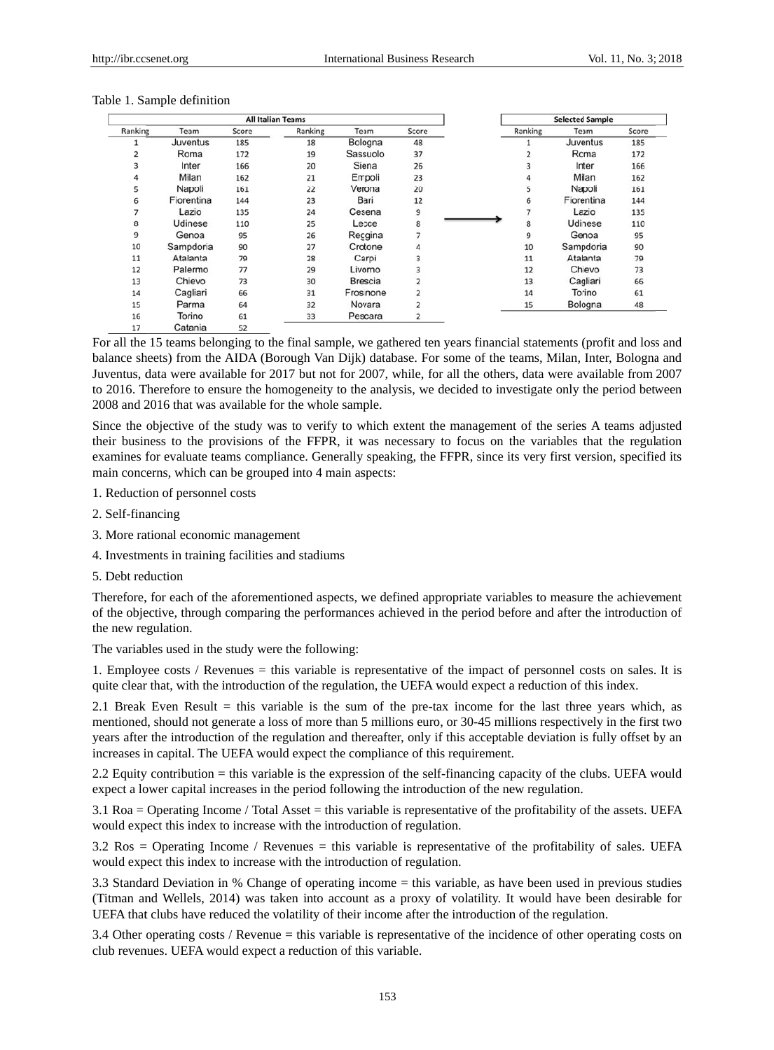Table 1. Sample definition

| All Italian Teams | | | | | | Selected Sample | | |
|---|---|---|---|---|---|---|---|---|
| Ranking | Team | Score | Ranking | Team | Score | Ranking | Team | Score |
| 1 | Juventus | 185 | 18 | Bologna | 48 | 1 | Juventus | 185 |
| 2 | Roma | 172 | 19 | Sassuolo | 37 | 2 | Roma | 172 |
| 3 | Inter | 166 | 20 | Siena | 26 | 3 | Inter | 166 |
| 4 | Milan | 162 | 21 | Empoli | 23 | 4 | Milan | 162 |
| 5 | Napoli | 161 | 22 | Verona | 20 | 5 | Napoli | 161 |
| 6 | Fiorentina | 144 | 23 | Bari | 12 | 6 | Fiorentina | 144 |
| 7 | Lazio | 135 | 24 | Cesena | 9 | 7 | Lazio | 135 |
| 8 | Udinese | 110 | 25 | Lecce | 8 | 8 | Udinese | 110 |
| 9 | Genoa | 95 | 26 | Reggina | 7 | 9 | Genoa | 95 |
| 10 | Sampdoria | 90 | 27 | Crotone | 4 | 10 | Sampdoria | 90 |
| 11 | Atalanta | 79 | 28 | Carpi | 3 | 11 | Atalanta | 79 |
| 12 | Palermo | 77 | 29 | Livorno | 3 | 12 | Chievo | 73 |
| 13 | Chievo | 73 | 30 | Brescia | 2 | 13 | Cagliari | 66 |
| 14 | Cagliari | 66 | 31 | Frosinone | 2 | 14 | Torino | 61 |
| 15 | Parma | 64 | 32 | Novara | 2 | 15 | Bologna | 48 |
| 16 | Torino | 61 | 33 | Pescara | 2 | | | |
| 17 | Catania | 52 | | | | | | |

For all the 15 teams belonging to the final sample, we gathered ten years financial statements (profit and loss and balance sheets) from the AIDA (Borough Van Dijk) database. For some of the teams, Milan, Inter, Bologna and Juventus, data were available for 2017 but not for 2007, while, for all the others, data were available from 2007 to 2016. Therefore to ensure the homogeneity to the analysis, we decided to investigate only the period between 2008 and 2016 that was available for the whole sample.

Since the objective of the study was to verify to which extent the management of the series A teams adjusted their business to the provisions of the FFPR, it was necessary to focus on the variables that the regulation examines for evaluate teams compliance. Generally speaking, the FFPR, since its very first version, specified its main concerns, which can be grouped into 4 main aspects:

1. Reduction of personnel costs
2. Self-financing
3. More rational economic management
4. Investments in training facilities and stadiums
5. Debt reduction

Therefore, for each of the aforementioned aspects, we defined appropriate variables to measure the achievement of the objective, through comparing the performances achieved in the period before and after the introduction of the new regulation.

The variables used in the study were the following:

1. Employee costs / Revenues = this variable is representative of the impact of personnel costs on sales. It is quite clear that, with the introduction of the regulation, the UEFA would expect a reduction of this index.

2.1 Break Even Result = this variable is the sum of the pre-tax income for the last three years which, as mentioned, should not generate a loss of more than 5 millions euro, or 30-45 millions respectively in the first two years after the introduction of the regulation and thereafter, only if this acceptable deviation is fully offset by an increases in capital. The UEFA would expect the compliance of this requirement.

2.2 Equity contribution = this variable is the expression of the self-financing capacity of the clubs. UEFA would expect a lower capital increases in the period following the introduction of the new regulation.

3.1 Roa = Operating Income / Total Asset = this variable is representative of the profitability of the assets. UEFA would expect this index to increase with the introduction of regulation.

3.2 Ros = Operating Income / Revenues = this variable is representative of the profitability of sales. UEFA would expect this index to increase with the introduction of regulation.

3.3 Standard Deviation in % Change of operating income = this variable, as have been used in previous studies (Titman and Wellels, 2014) was taken into account as a proxy of volatility. It would have been desirable for UEFA that clubs have reduced the volatility of their income after the introduction of the regulation.

3.4 Other operating costs / Revenue = this variable is representative of the incidence of other operating costs on club revenues. UEFA would expect a reduction of this variable.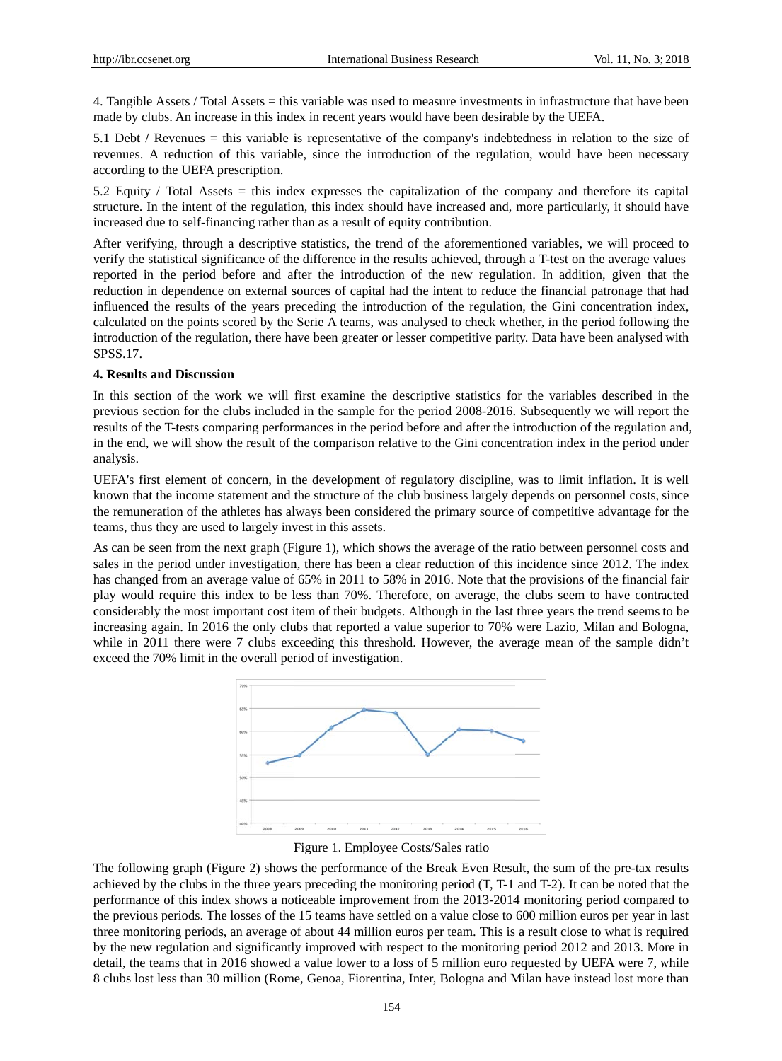4. Tangible Assets / Total Assets = this variable was used to measure investments in infrastructure that have been made by clubs. An increase in this index in recent years would have been desirable by the UEFA.

5.1 Debt / Revenues = this variable is representative of the company's indebtedness in relation to the size of revenues. A reduction of this variable, since the introduction of the regulation, would have been necessary according to the UEFA prescription.

5.2 Equity / Total Assets = this index expresses the capitalization of the company and therefore its capital structure. In the intent of the regulation, this index should have increased and, more particularly, it should have increased due to self-financing rather than as a result of equity contribution.

After verifying, through a descriptive statistics, the trend of the aforementioned variables, we will proceed to verify the statistical significance of the difference in the results achieved, through a T-test on the average values reported in the period before and after the introduction of the new regulation. In addition, given that the reduction in dependence on external sources of capital had the intent to reduce the financial patronage that had influenced the results of the years preceding the introduction of the regulation, the Gini concentration index, calculated on the points scored by the Serie A teams, was analysed to check whether, in the period following the introduction of the regulation, there have been greater or lesser competitive parity. Data have been analysed with SPSS.17.

## 4. Results and Discussion

In this section of the work we will first examine the descriptive statistics for the variables described in the previous section for the clubs included in the sample for the period 2008-2016. Subsequently we will report the results of the T-tests comparing performances in the period before and after the introduction of the regulation and, in the end, we will show the result of the comparison relative to the Gini concentration index in the period under analysis.

UEFA's first element of concern, in the development of regulatory discipline, was to limit inflation. It is well known that the income statement and the structure of the club business largely depends on personnel costs, since the remuneration of the athletes has always been considered the primary source of competitive advantage for the teams, thus they are used to largely invest in this assets.

As can be seen from the next graph (Figure 1), which shows the average of the ratio between personnel costs and sales in the period under investigation, there has been a clear reduction of this incidence since 2012. The index has changed from an average value of 65% in 2011 to 58% in 2016. Note that the provisions of the financial fair play would require this index to be less than 70%. Therefore, on average, the clubs seem to have contracted considerably the most important cost item of their budgets. Although in the last three years the trend seems to be increasing again. In 2016 the only clubs that reported a value superior to 70% were Lazio, Milan and Bologna, while in 2011 there were 7 clubs exceeding this threshold. However, the average mean of the sample didn't exceed the 70% limit in the overall period of investigation.

Figure 1. Employee Costs/Sales ratio

The following graph (Figure 2) shows the performance of the Break Even Result, the sum of the pre-tax results achieved by the clubs in the three years preceding the monitoring period (T, T-1 and T-2). It can be noted that the performance of this index shows a noticeable improvement from the 2013-2014 monitoring period compared to the previous periods. The losses of the 15 teams have settled on a value close to 600 million euros per year in last three monitoring periods, an average of about 44 million euros per team. This is a result close to what is required by the new regulation and significantly improved with respect to the monitoring period 2012 and 2013. More in detail, the teams that in 2016 showed a value lower to a loss of 5 million euro requested by UEFA were 7, while 8 clubs lost less than 30 million (Rome, Genoa, Fiorentina, Inter, Bologna and Milan have instead lost more than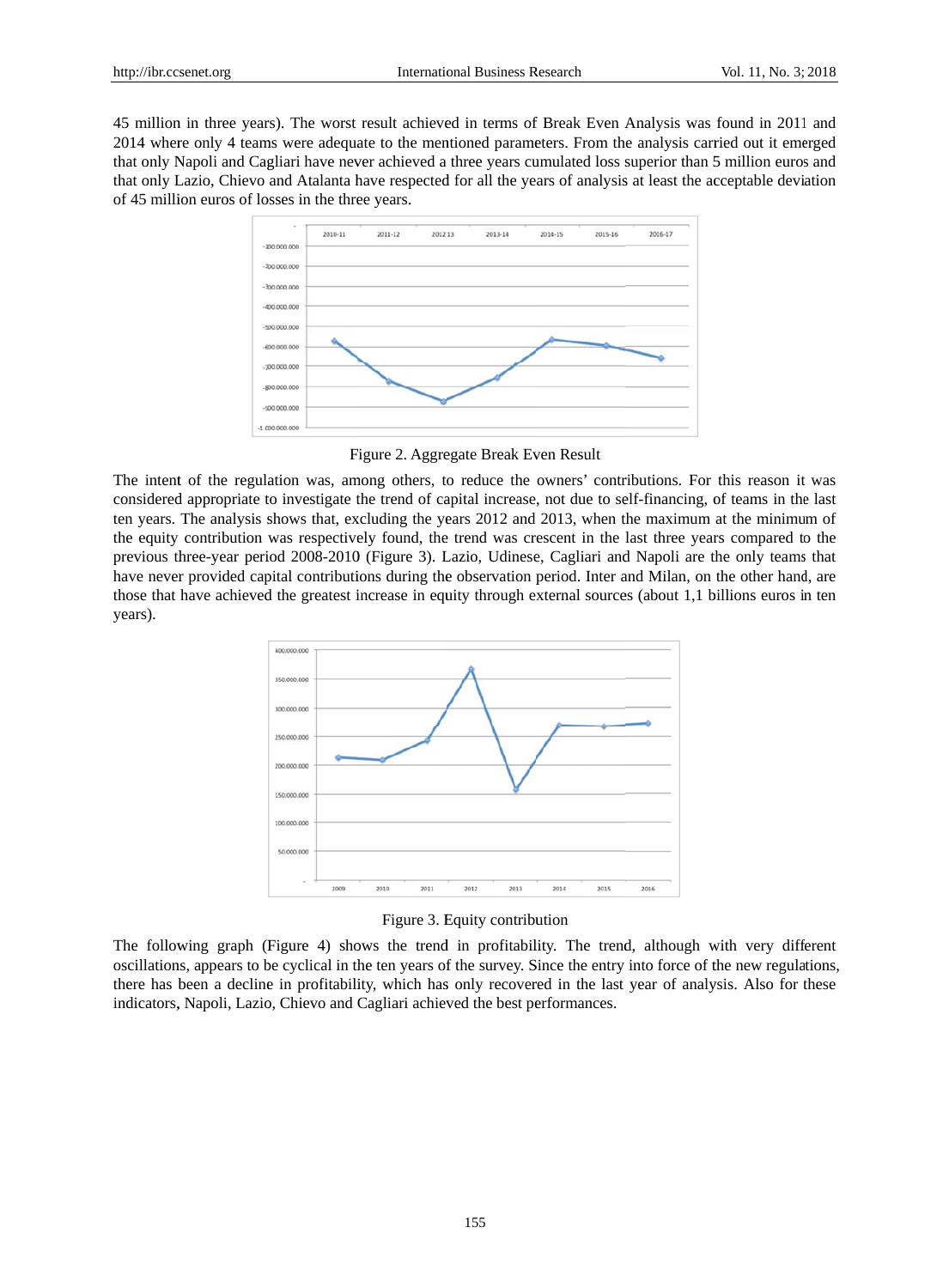45 million in three years). The worst result achieved in terms of Break Even Analysis was found in 2011 and 2014 where only 4 teams were adequate to the mentioned parameters. From the analysis carried out it emerged that only Napoli and Cagliari have never achieved a three years cumulated loss superior than 5 million euros and that only Lazio, Chievo and Atalanta have respected for all the years of analysis at least the acceptable deviation of 45 million euros of losses in the three years.

Figure 2. Aggregate Break Even Result

The intent of the regulation was, among others, to reduce the owners' contributions. For this reason it was considered appropriate to investigate the trend of capital increase, not due to self-financing, of teams in the last ten years. The analysis shows that, excluding the years 2012 and 2013, when the maximum at the minimum of the equity contribution was respectively found, the trend was crescent in the last three years compared to the previous three-year period 2008-2010 (Figure 3). Lazio, Udinese, Cagliari and Napoli are the only teams that have never provided capital contributions during the observation period. Inter and Milan, on the other hand, are those that have achieved the greatest increase in equity through external sources (about 1,1 billions euros in ten years).

Figure 3. Equity contribution

The following graph (Figure 4) shows the trend in profitability. The trend, although with very different oscillations, appears to be cyclical in the ten years of the survey. Since the entry into force of the new regulations, there has been a decline in profitability, which has only recovered in the last year of analysis. Also for these indicators, Napoli, Lazio, Chievo and Cagliari achieved the best performances.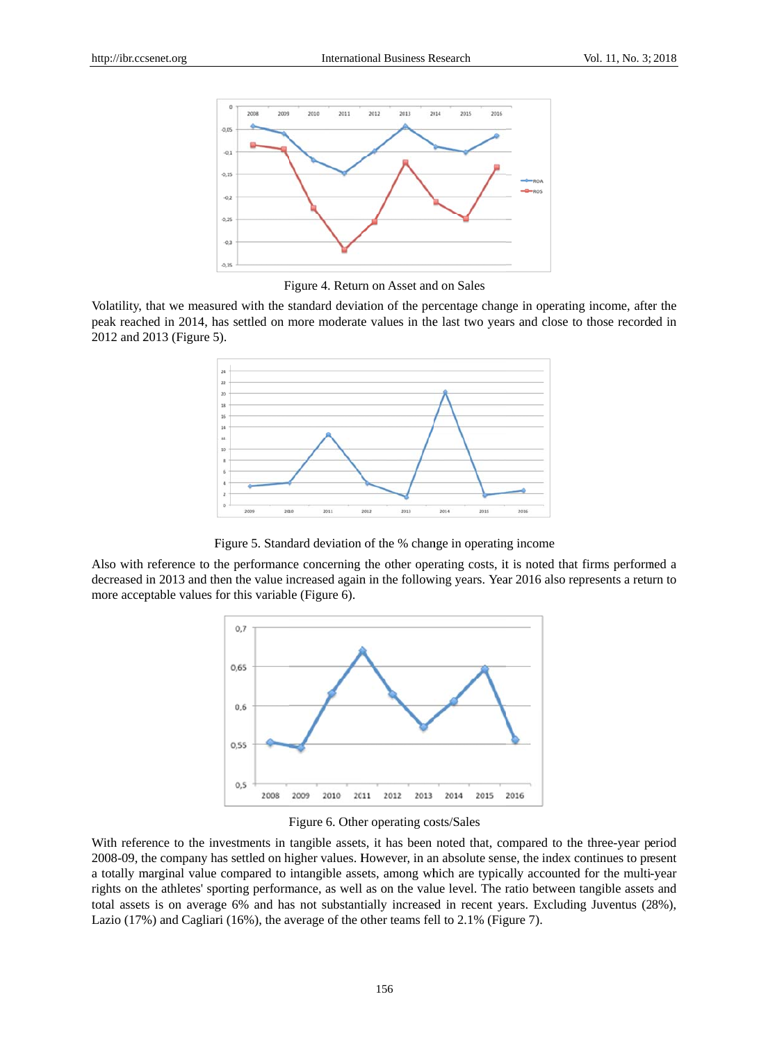Figure 4. Return on Asset and on Sales

Volatility, that we measured with the standard deviation of the percentage change in operating income, after the peak reached in 2014, has settled on more moderate values in the last two years and close to those recorded in 2012 and 2013 (Figure 5).

Figure 5. Standard deviation of the % change in operating income

Also with reference to the performance concerning the other operating costs, it is noted that firms performed a decreased in 2013 and then the value increased again in the following years. Year 2016 also represents a return to more acceptable values for this variable (Figure 6).

Figure 6. Other operating costs/Sales

With reference to the investments in tangible assets, it has been noted that, compared to the three-year period 2008-09, the company has settled on higher values. However, in an absolute sense, the index continues to present a totally marginal value compared to intangible assets, among which are typically accounted for the multi-year rights on the athletes' sporting performance, as well as on the value level. The ratio between tangible assets and total assets is on average 6% and has not substantially increased in recent years. Excluding Juventus (28%), Lazio (17%) and Cagliari (16%), the average of the other teams fell to 2.1% (Figure 7).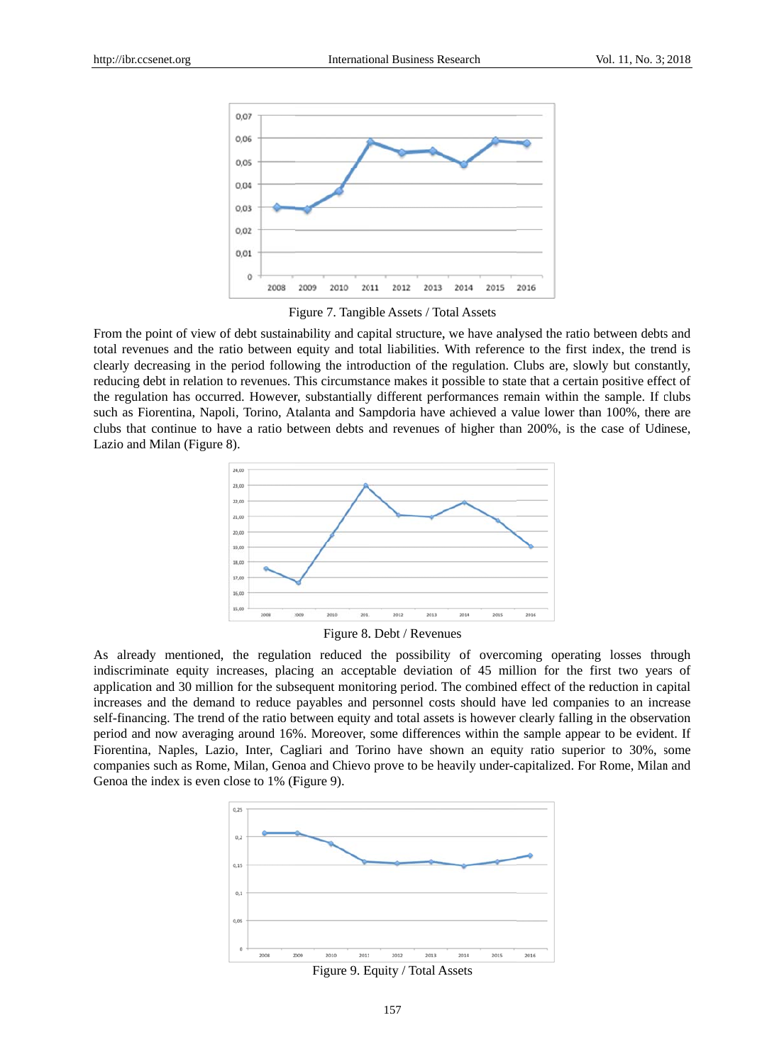Figure 7. Tangible Assets / Total Assets

From the point of view of debt sustainability and capital structure, we have analysed the ratio between debts and total revenues and the ratio between equity and total liabilities. With reference to the first index, the trend is clearly decreasing in the period following the introduction of the regulation. Clubs are, slowly but constantly, reducing debt in relation to revenues. This circumstance makes it possible to state that a certain positive effect of the regulation has occurred. However, substantially different performances remain within the sample. If clubs such as Fiorentina, Napoli, Torino, Atalanta and Sampdoria have achieved a value lower than 100%, there are clubs that continue to have a ratio between debts and revenues of higher than 200%, is the case of Udinese, Lazio and Milan (Figure 8).

Figure 8. Debt / Revenues

As already mentioned, the regulation reduced the possibility of overcoming operating losses through indiscriminate equity increases, placing an acceptable deviation of 45 million for the first two years of application and 30 million for the subsequent monitoring period. The combined effect of the reduction in capital increases and the demand to reduce payables and personnel costs should have led companies to an increase self-financing. The trend of the ratio between equity and total assets is however clearly falling in the observation period and now averaging around 16%. Moreover, some differences within the sample appear to be evident. If Fiorentina, Naples, Lazio, Inter, Cagliari and Torino have shown an equity ratio superior to 30%, some companies such as Rome, Milan, Genoa and Chievo prove to be heavily under-capitalized. For Rome, Milan and Genoa the index is even close to 1% (Figure 9).

Figure 9. Equity / Total Assets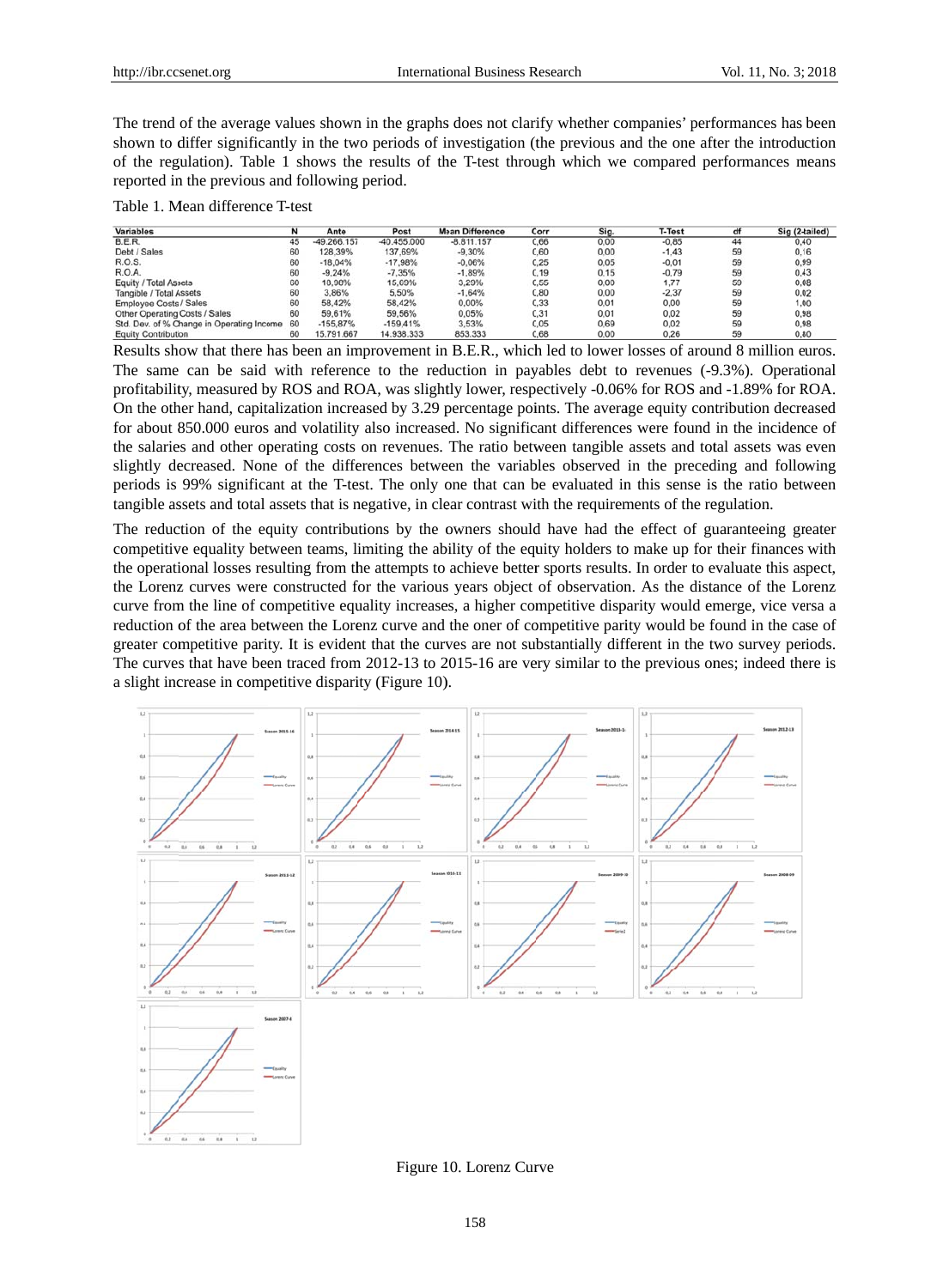The trend of the average values shown in the graphs does not clarify whether companies' performances has been shown to differ significantly in the two periods of investigation (the previous and the one after the introduction of the regulation). Table 1 shows the results of the T-test through which we compared performances means reported in the previous and following period.

Table 1. Mean difference T-test

| Variables | N | Ante | Post | Mean Difference | Corr | Sig. | T-Test | df | Sig (2-tailed) |
|---|---|---|---|---|---|---|---|---|---|
| B.E.R. | 45 | -49.266.157 | -40.455.000 | -8.811.157 | 0,66 | 0,00 | -0,85 | 44 | 0,40 |
| Debt / Sales | 60 | 128,39% | 137,69% | -9,30% | 0,60 | 0,00 | -1,43 | 59 | 0,16 |
| R.O.S. | 60 | -18,04% | -17,98% | -0,06% | 0,25 | 0,05 | -0,01 | 59 | 0,99 |
| R.O.A. | 60 | -9,24% | -7,35% | -1,89% | 0,19 | 0,15 | -0,79 | 59 | 0,43 |
| Equity / Total Assets | 60 | 18,90% | 15,60% | 3,29% | 0,55 | 0,00 | 1,77 | 59 | 0,08 |
| Tangible / Total Assets | 60 | 3,86% | 5,50% | -1,64% | 0,80 | 0,00 | -2,37 | 59 | 0,02 |
| Employee Costs / Sales | 60 | 58,42% | 58,42% | 0,00% | 0,33 | 0,01 | 0,00 | 59 | 1,00 |
| Other Operating Costs / Sales | 60 | 59,61% | 59,56% | 0,05% | 0,31 | 0,01 | 0,02 | 59 | 0,98 |
| Std. Dev. of % Change in Operating Income | 60 | -155,87% | -159,41% | 3,53% | 0,05 | 0,69 | 0,02 | 59 | 0,98 |
| Equity Contribution | 60 | 15.791.667 | 14.938.333 | 853.333 | 0,68 | 0,00 | 0,26 | 59 | 0,80 |

Results show that there has been an improvement in B.E.R., which led to lower losses of around 8 million euros. The same can be said with reference to the reduction in payables debt to revenues (-9.3%). Operational profitability, measured by ROS and ROA, was slightly lower, respectively -0.06% for ROS and -1.89% for ROA. On the other hand, capitalization increased by 3.29 percentage points. The average equity contribution decreased for about 850.000 euros and volatility also increased. No significant differences were found in the incidence of the salaries and other operating costs on revenues. The ratio between tangible assets and total assets was even slightly decreased. None of the differences between the variables observed in the preceding and following periods is 99% significant at the T-test. The only one that can be evaluated in this sense is the ratio between tangible assets and total assets that is negative, in clear contrast with the requirements of the regulation.

The reduction of the equity contributions by the owners should have had the effect of guaranteeing greater competitive equality between teams, limiting the ability of the equity holders to make up for their finances with the operational losses resulting from the attempts to achieve better sports results. In order to evaluate this aspect, the Lorenz curves were constructed for the various years object of observation. As the distance of the Lorenz curve from the line of competitive equality increases, a higher competitive disparity would emerge, vice versa a reduction of the area between the Lorenz curve and the oner of competitive parity would be found in the case of greater competitive parity. It is evident that the curves are not substantially different in the two survey periods. The curves that have been traced from 2012-13 to 2015-16 are very similar to the previous ones; indeed there is a slight increase in competitive disparity (Figure 10).

Figure 10. Lorenz Curve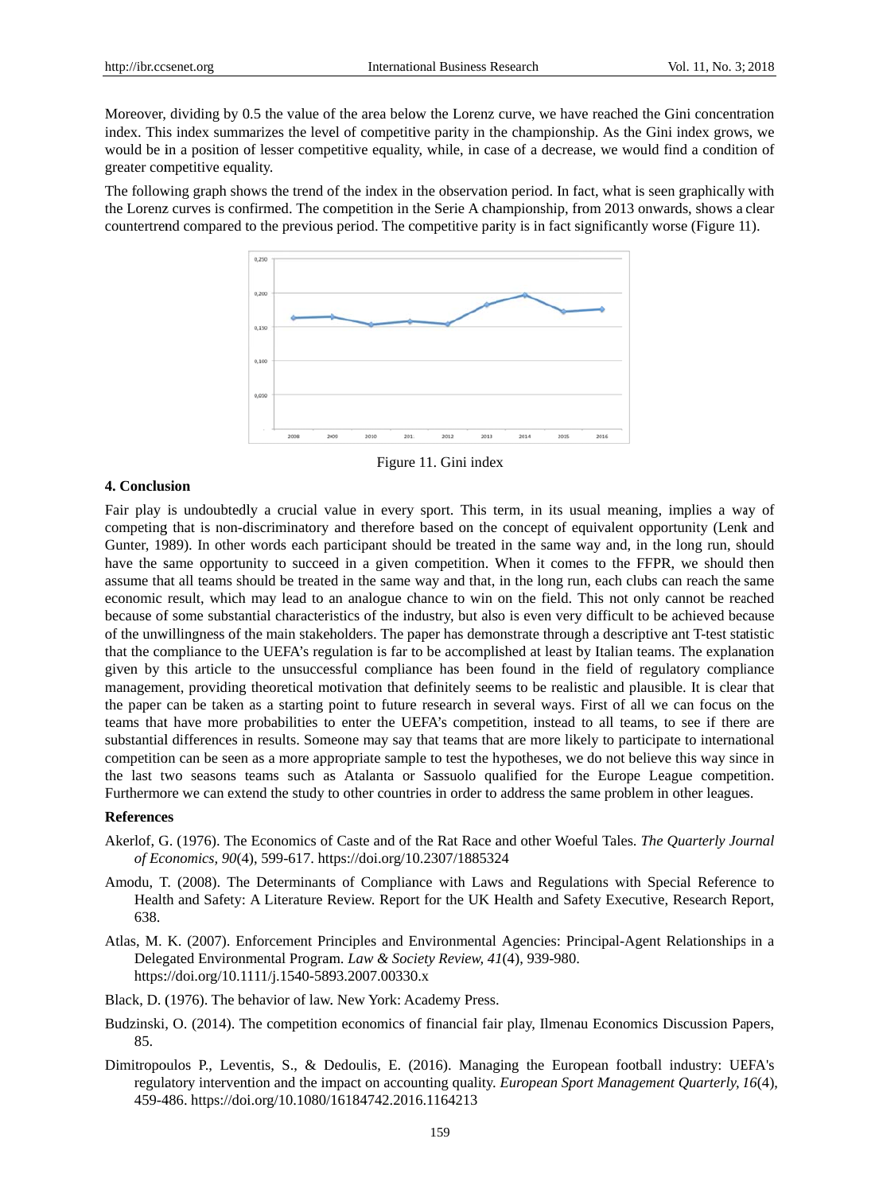Moreover, dividing by 0.5 the value of the area below the Lorenz curve, we have reached the Gini concentration index. This index summarizes the level of competitive parity in the championship. As the Gini index grows, we would be in a position of lesser competitive equality, while, in case of a decrease, we would find a condition of greater competitive equality.

The following graph shows the trend of the index in the observation period. In fact, what is seen graphically with the Lorenz curves is confirmed. The competition in the Serie A championship, from 2013 onwards, shows a clear countertrend compared to the previous period. The competitive parity is in fact significantly worse (Figure 11).

Figure 11. Gini index

## 4. Conclusion

Fair play is undoubtedly a crucial value in every sport. This term, in its usual meaning, implies a way of competing that is non-discriminatory and therefore based on the concept of equivalent opportunity (Lenk and Gunter, 1989). In other words each participant should be treated in the same way and, in the long run, should have the same opportunity to succeed in a given competition. When it comes to the FFPR, we should then assume that all teams should be treated in the same way and that, in the long run, each clubs can reach the same economic result, which may lead to an analogue chance to win on the field. This not only cannot be reached because of some substantial characteristics of the industry, but also is even very difficult to be achieved because of the unwillingness of the main stakeholders. The paper has demonstrate through a descriptive ant T-test statistic that the compliance to the UEFA's regulation is far to be accomplished at least by Italian teams. The explanation given by this article to the unsuccessful compliance has been found in the field of regulatory compliance management, providing theoretical motivation that definitely seems to be realistic and plausible. It is clear that the paper can be taken as a starting point to future research in several ways. First of all we can focus on the teams that have more probabilities to enter the UEFA's competition, instead to all teams, to see if there are substantial differences in results. Someone may say that teams that are more likely to participate to international competition can be seen as a more appropriate sample to test the hypotheses, we do not believe this way since in the last two seasons teams such as Atalanta or Sassuolo qualified for the Europe League competition. Furthermore we can extend the study to other countries in order to address the same problem in other leagues.

## References

Akerlof, G. (1976). The Economics of Caste and of the Rat Race and other Woeful Tales. *The Quarterly Journal of Economics, 90*(4), 599-617. https://doi.org/10.2307/1885324

Amodu, T. (2008). The Determinants of Compliance with Laws and Regulations with Special Reference to Health and Safety: A Literature Review. Report for the UK Health and Safety Executive, Research Report, 638.

Atlas, M. K. (2007). Enforcement Principles and Environmental Agencies: Principal-Agent Relationships in a Delegated Environmental Program. *Law & Society Review, 41*(4), 939-980. https://doi.org/10.1111/j.1540-5893.2007.00330.x

Black, D. (1976). The behavior of law. New York: Academy Press.

Budzinski, O. (2014). The competition economics of financial fair play, Ilmenau Economics Discussion Papers, 85.

Dimitropoulos P., Leventis, S., & Dedoulis, E. (2016). Managing the European football industry: UEFA's regulatory intervention and the impact on accounting quality. *European Sport Management Quarterly, 16*(4), 459-486. https://doi.org/10.1080/16184742.2016.1164213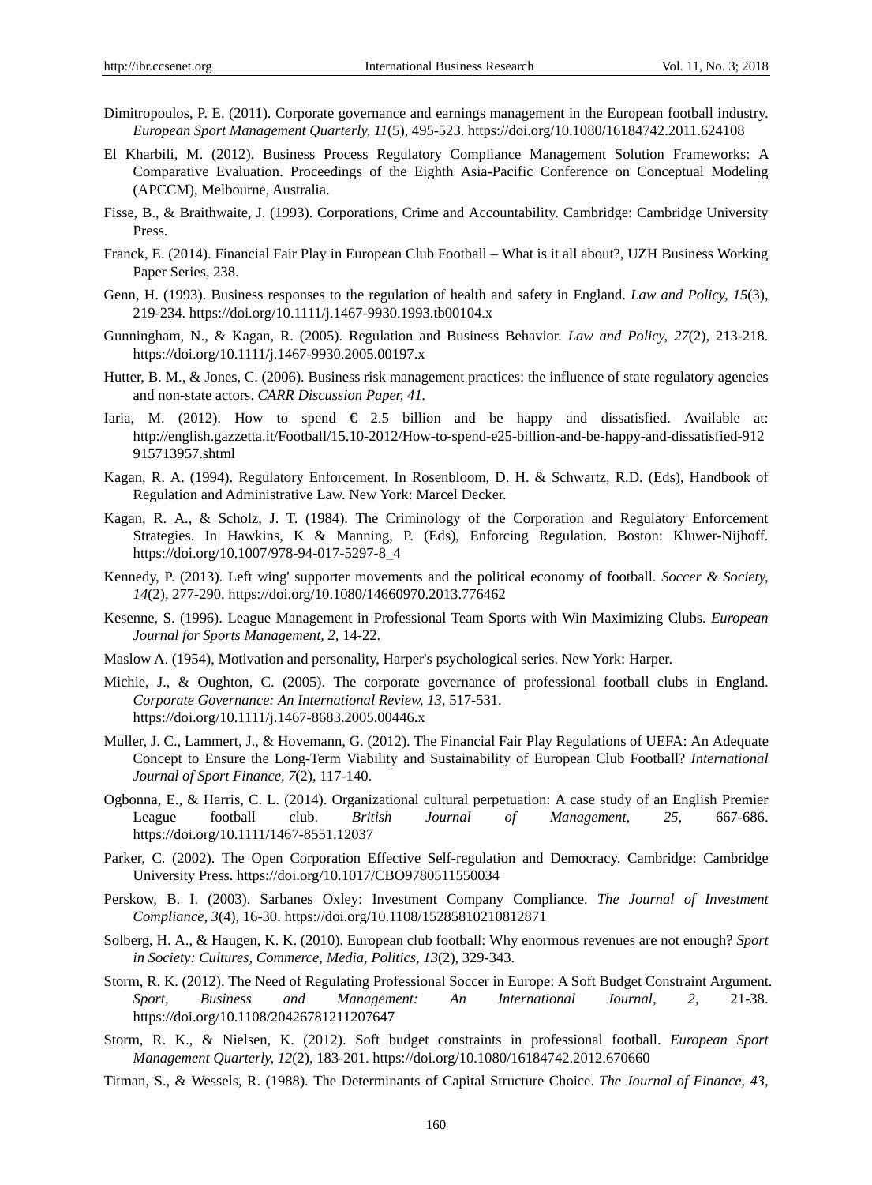Dimitropoulos, P. E. (2011). Corporate governance and earnings management in the European football industry. *European Sport Management Quarterly, 11*(5), 495-523. https://doi.org/10.1080/16184742.2011.624108

El Kharbili, M. (2012). Business Process Regulatory Compliance Management Solution Frameworks: A Comparative Evaluation. Proceedings of the Eighth Asia-Pacific Conference on Conceptual Modeling (APCCM), Melbourne, Australia.

Fisse, B., & Braithwaite, J. (1993). Corporations, Crime and Accountability. Cambridge: Cambridge University Press.

Franck, E. (2014). Financial Fair Play in European Club Football – What is it all about?, UZH Business Working Paper Series, 238.

Genn, H. (1993). Business responses to the regulation of health and safety in England. *Law and Policy, 15*(3), 219-234. https://doi.org/10.1111/j.1467-9930.1993.tb00104.x

Gunningham, N., & Kagan, R. (2005). Regulation and Business Behavior. *Law and Policy, 27*(2), 213-218. https://doi.org/10.1111/j.1467-9930.2005.00197.x

Hutter, B. M., & Jones, C. (2006). Business risk management practices: the influence of state regulatory agencies and non-state actors. *CARR Discussion Paper, 41.*

Iaria, M. (2012). How to spend € 2.5 billion and be happy and dissatisfied. Available at: http://english.gazzetta.it/Football/15.10-2012/How-to-spend-e25-billion-and-be-happy-and-dissatisfied-912915713957.shtml

Kagan, R. A. (1994). Regulatory Enforcement. In Rosenbloom, D. H. & Schwartz, R.D. (Eds), Handbook of Regulation and Administrative Law. New York: Marcel Decker.

Kagan, R. A., & Scholz, J. T. (1984). The Criminology of the Corporation and Regulatory Enforcement Strategies. In Hawkins, K & Manning, P. (Eds), Enforcing Regulation. Boston: Kluwer-Nijhoff. https://doi.org/10.1007/978-94-017-5297-8_4

Kennedy, P. (2013). Left wing' supporter movements and the political economy of football. *Soccer & Society, 14*(2), 277-290. https://doi.org/10.1080/14660970.2013.776462

Kesenne, S. (1996). League Management in Professional Team Sports with Win Maximizing Clubs. *European Journal for Sports Management, 2,* 14-22.

Maslow A. (1954), Motivation and personality, Harper's psychological series. New York: Harper.

Michie, J., & Oughton, C. (2005). The corporate governance of professional football clubs in England. *Corporate Governance: An International Review, 13*, 517-531. https://doi.org/10.1111/j.1467-8683.2005.00446.x

Muller, J. C., Lammert, J., & Hovemann, G. (2012). The Financial Fair Play Regulations of UEFA: An Adequate Concept to Ensure the Long-Term Viability and Sustainability of European Club Football? *International Journal of Sport Finance, 7*(2), 117-140.

Ogbonna, E., & Harris, C. L. (2014). Organizational cultural perpetuation: A case study of an English Premier League football club. *British Journal of Management, 25,* 667-686. https://doi.org/10.1111/1467-8551.12037

Parker, C. (2002). The Open Corporation Effective Self-regulation and Democracy. Cambridge: Cambridge University Press. https://doi.org/10.1017/CBO9780511550034

Perskow, B. I. (2003). Sarbanes Oxley: Investment Company Compliance. *The Journal of Investment Compliance, 3*(4), 16-30. https://doi.org/10.1108/15285810210812871

Solberg, H. A., & Haugen, K. K. (2010). European club football: Why enormous revenues are not enough? *Sport in Society: Cultures, Commerce, Media, Politics*, *13*(2), 329-343.

Storm, R. K. (2012). The Need of Regulating Professional Soccer in Europe: A Soft Budget Constraint Argument. *Sport, Business and Management: An International Journal, 2,* 21-38. https://doi.org/10.1108/20426781211207647

Storm, R. K., & Nielsen, K. (2012). Soft budget constraints in professional football. *European Sport Management Quarterly, 12*(2), 183-201. https://doi.org/10.1080/16184742.2012.670660

Titman, S., & Wessels, R. (1988). The Determinants of Capital Structure Choice. *The Journal of Finance, 43,*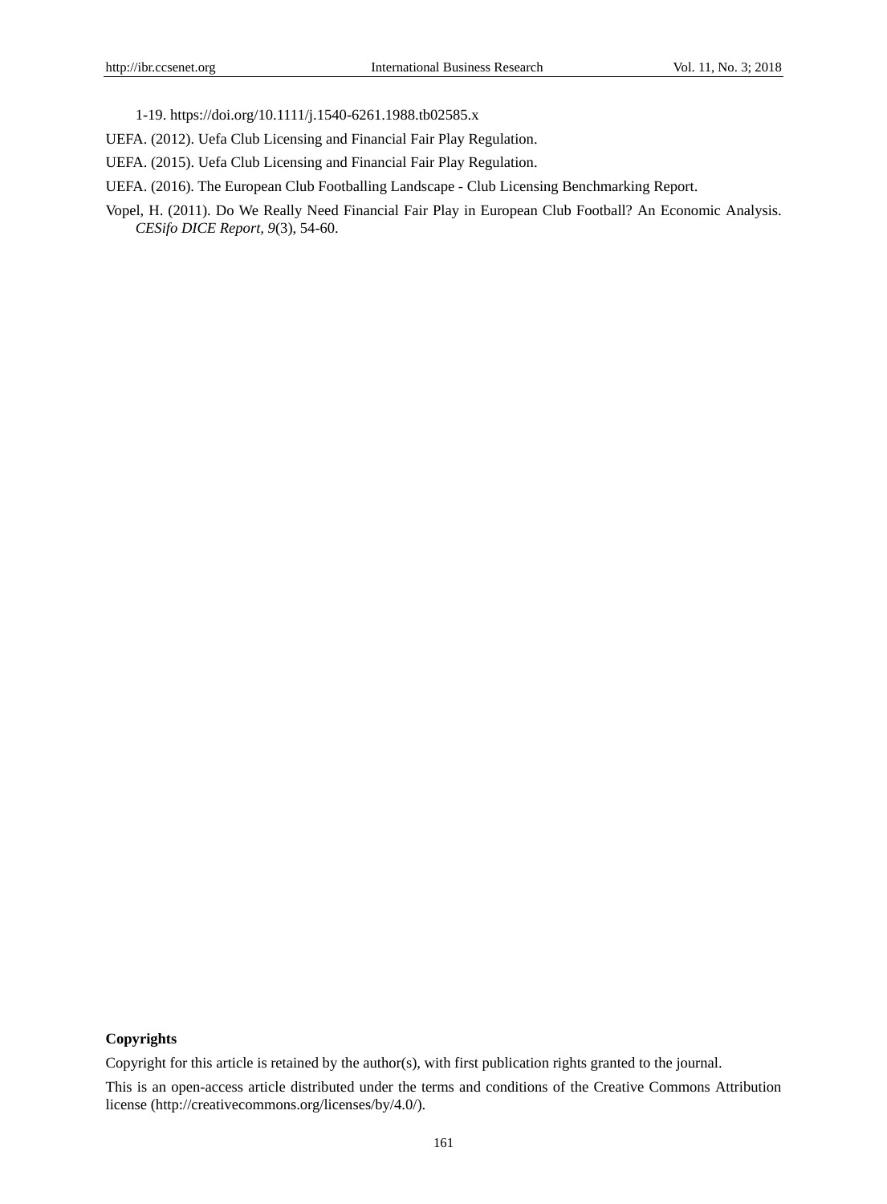1-19. https://doi.org/10.1111/j.1540-6261.1988.tb02585.x

UEFA. (2012). Uefa Club Licensing and Financial Fair Play Regulation.

UEFA. (2015). Uefa Club Licensing and Financial Fair Play Regulation.

UEFA. (2016). The European Club Footballing Landscape - Club Licensing Benchmarking Report.

Vopel, H. (2011). Do We Really Need Financial Fair Play in European Club Football? An Economic Analysis. *CESifo DICE Report, 9*(3), 54-60.

**Copyrights**

Copyright for this article is retained by the author(s), with first publication rights granted to the journal.

This is an open-access article distributed under the terms and conditions of the Creative Commons Attribution license (http://creativecommons.org/licenses/by/4.0/).